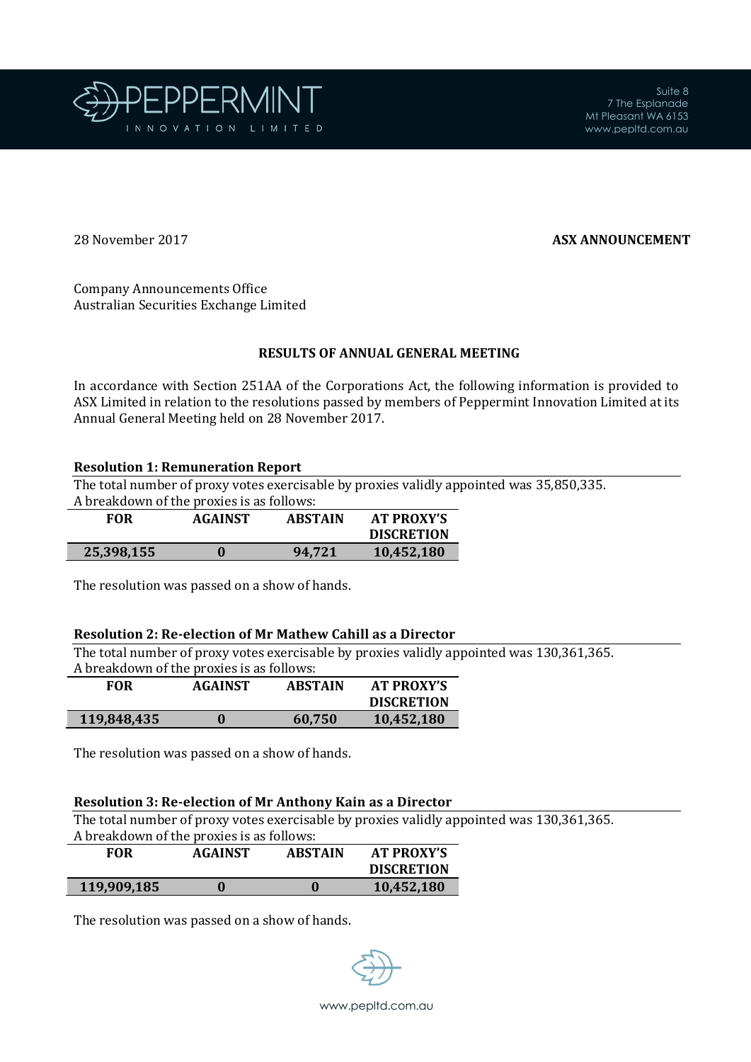PEPPERMINT INNOVATION LIMITED

Suite 8
7 The Esplanade
Mt Pleasant WA 6153
www.pepltd.com.au

28 November 2017

**ASX ANNOUNCEMENT**

Company Announcements Office
Australian Securities Exchange Limited

## RESULTS OF ANNUAL GENERAL MEETING

In accordance with Section 251AA of the Corporations Act, the following information is provided to ASX Limited in relation to the resolutions passed by members of Peppermint Innovation Limited at its Annual General Meeting held on 28 November 2017.

### Resolution 1: Remuneration Report

The total number of proxy votes exercisable by proxies validly appointed was 35,850,335.
A breakdown of the proxies is as follows:

| FOR | AGAINST | ABSTAIN | AT PROXY'S DISCRETION |
|---|---|---|---|
| 25,398,155 | 0 | 94,721 | 10,452,180 |

The resolution was passed on a show of hands.

### Resolution 2: Re-election of Mr Mathew Cahill as a Director

The total number of proxy votes exercisable by proxies validly appointed was 130,361,365.
A breakdown of the proxies is as follows:

| FOR | AGAINST | ABSTAIN | AT PROXY'S DISCRETION |
|---|---|---|---|
| 119,848,435 | 0 | 60,750 | 10,452,180 |

The resolution was passed on a show of hands.

### Resolution 3: Re-election of Mr Anthony Kain as a Director

The total number of proxy votes exercisable by proxies validly appointed was 130,361,365.
A breakdown of the proxies is as follows:

| FOR | AGAINST | ABSTAIN | AT PROXY'S DISCRETION |
|---|---|---|---|
| 119,909,185 | 0 | 0 | 10,452,180 |

The resolution was passed on a show of hands.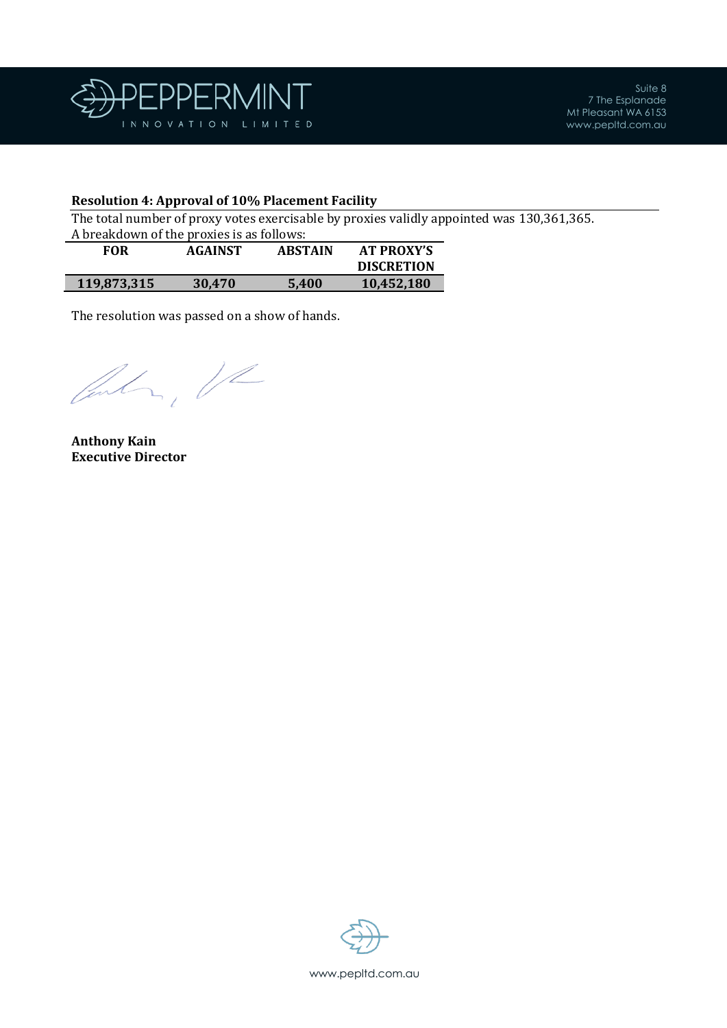**Resolution 4: Approval of 10% Placement Facility**

The total number of proxy votes exercisable by proxies validly appointed was 130,361,365.
A breakdown of the proxies is as follows:

| FOR | AGAINST | ABSTAIN | AT PROXY'S DISCRETION |
|---|---|---|---|
| 119,873,315 | 30,470 | 5,400 | 10,452,180 |

The resolution was passed on a show of hands.

**Anthony Kain**
**Executive Director**